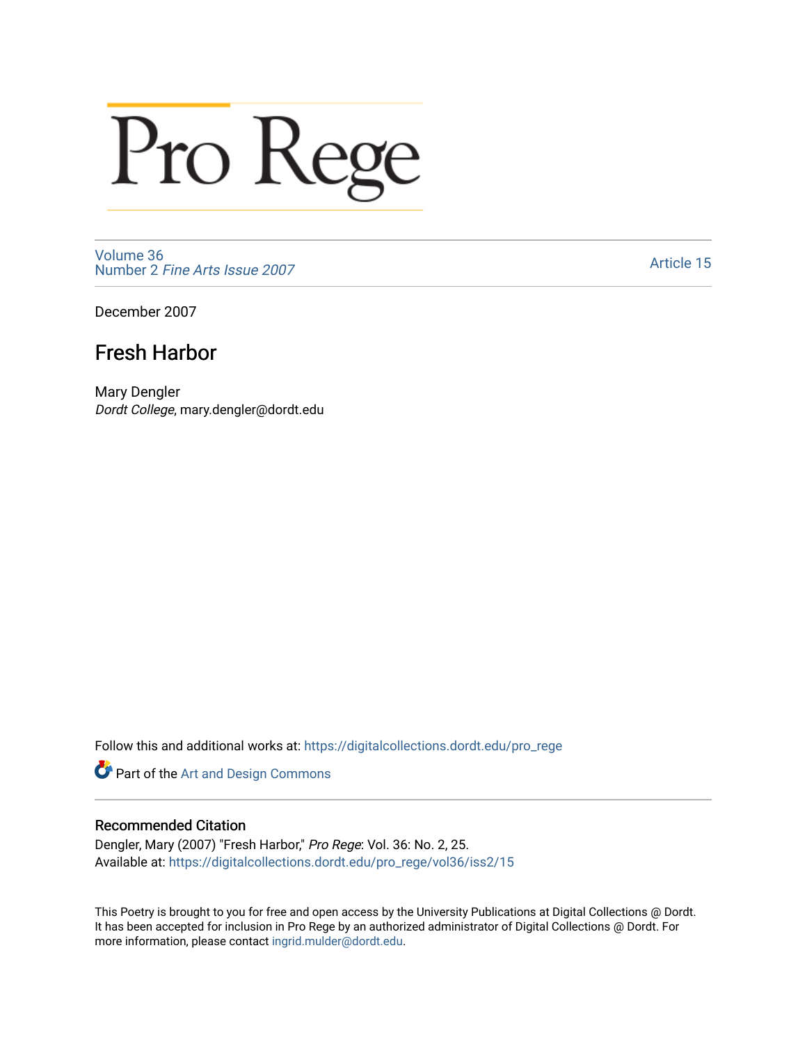# Pro Rege

Volume 36
Number 2 *Fine Arts Issue 2007*

Article 15

December 2007

## Fresh Harbor

Mary Dengler
*Dordt College*, mary.dengler@dordt.edu

Follow this and additional works at: https://digitalcollections.dordt.edu/pro_rege

Part of the Art and Design Commons

### Recommended Citation

Dengler, Mary (2007) "Fresh Harbor," *Pro Rege*: Vol. 36: No. 2, 25.
Available at: https://digitalcollections.dordt.edu/pro_rege/vol36/iss2/15

This Poetry is brought to you for free and open access by the University Publications at Digital Collections @ Dordt. It has been accepted for inclusion in Pro Rege by an authorized administrator of Digital Collections @ Dordt. For more information, please contact ingrid.mulder@dordt.edu.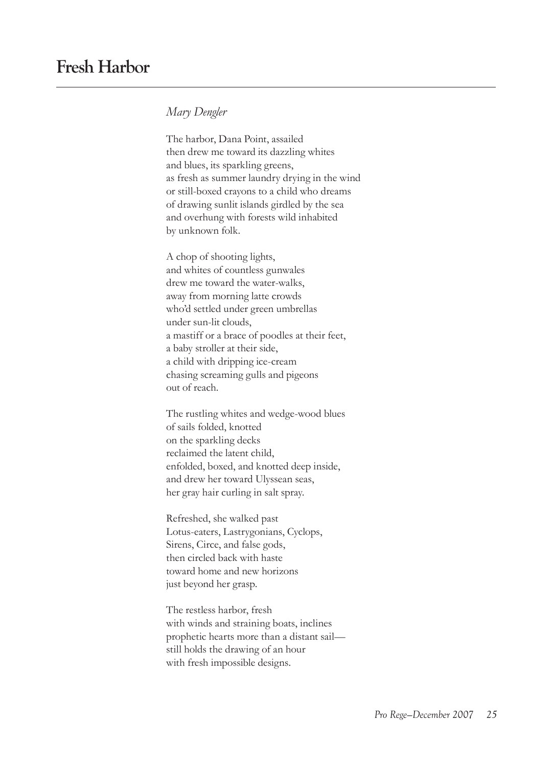# Fresh Harbor

*Mary Dengler*

The harbor, Dana Point, assailed  
then drew me toward its dazzling whites  
and blues, its sparkling greens,  
as fresh as summer laundry drying in the wind  
or still-boxed crayons to a child who dreams  
of drawing sunlit islands girdled by the sea  
and overhung with forests wild inhabited  
by unknown folk.

A chop of shooting lights,  
and whites of countless gunwales  
drew me toward the water-walks,  
away from morning latte crowds  
who'd settled under green umbrellas  
under sun-lit clouds,  
a mastiff or a brace of poodles at their feet,  
a baby stroller at their side,  
a child with dripping ice-cream  
chasing screaming gulls and pigeons  
out of reach.

The rustling whites and wedge-wood blues  
of sails folded, knotted  
on the sparkling decks  
reclaimed the latent child,  
enfolded, boxed, and knotted deep inside,  
and drew her toward Ulyssean seas,  
her gray hair curling in salt spray.

Refreshed, she walked past  
Lotus-eaters, Lastrygonians, Cyclops,  
Sirens, Circe, and false gods,  
then circled back with haste  
toward home and new horizons  
just beyond her grasp.

The restless harbor, fresh  
with winds and straining boats, inclines  
prophetic hearts more than a distant sail—  
still holds the drawing of an hour  
with fresh impossible designs.